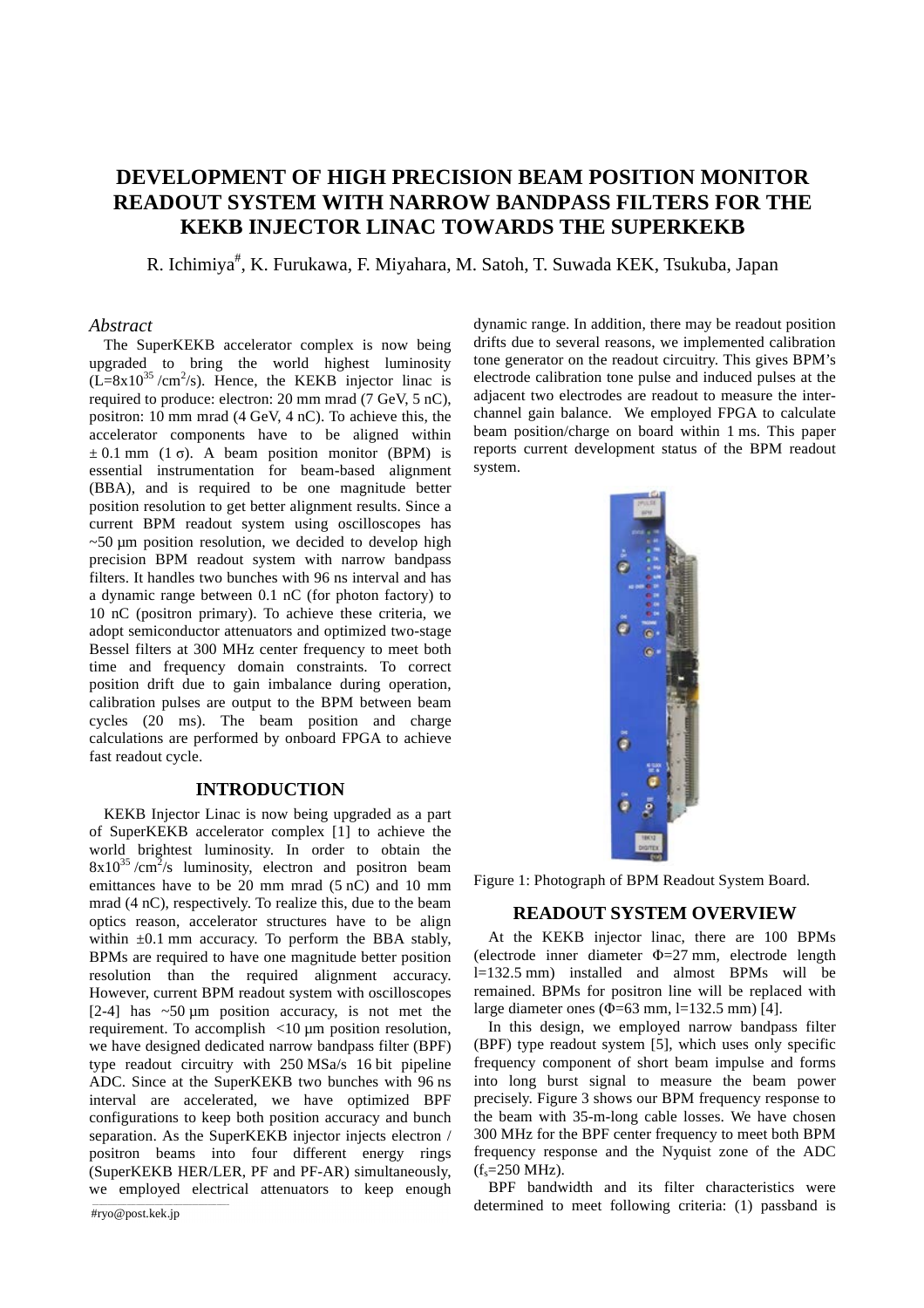# DEVELOPMENT OF HIGH PRECISION BEAM POSITION MONITOR READOUT SYSTEM WITH NARROW BANDPASS FILTERS FOR THE KEKB INJECTOR LINAC TOWARDS THE SUPERKEKB

R. Ichimiya[#], K. Furukawa, F. Miyahara, M. Satoh, T. Suwada KEK, Tsukuba, Japan

## *Abstract*

The SuperKEKB accelerator complex is now being upgraded to bring the world highest luminosity ($L=8x10^{35}$ /cm$^2$/s). Hence, the KEKB injector linac is required to produce: electron: 20 mm mrad (7 GeV, 5 nC), positron: 10 mm mrad (4 GeV, 4 nC). To achieve this, the accelerator components have to be aligned within ± 0.1 mm (1 σ). A beam position monitor (BPM) is essential instrumentation for beam-based alignment (BBA), and is required to be one magnitude better position resolution to get better alignment results. Since a current BPM readout system using oscilloscopes has ~50 µm position resolution, we decided to develop high precision BPM readout system with narrow bandpass filters. It handles two bunches with 96 ns interval and has a dynamic range between 0.1 nC (for photon factory) to 10 nC (positron primary). To achieve these criteria, we adopt semiconductor attenuators and optimized two-stage Bessel filters at 300 MHz center frequency to meet both time and frequency domain constraints. To correct position drift due to gain imbalance during operation, calibration pulses are output to the BPM between beam cycles (20 ms). The beam position and charge calculations are performed by onboard FPGA to achieve fast readout cycle.

## INTRODUCTION

KEKB Injector Linac is now being upgraded as a part of SuperKEKB accelerator complex [1] to achieve the world brightest luminosity. In order to obtain the $8x10^{35}$ /cm$^2$/s luminosity, electron and positron beam emittances have to be 20 mm mrad (5 nC) and 10 mm mrad (4 nC), respectively. To realize this, due to the beam optics reason, accelerator structures have to be align within ±0.1 mm accuracy. To perform the BBA stably, BPMs are required to have one magnitude better position resolution than the required alignment accuracy. However, current BPM readout system with oscilloscopes [2-4] has ~50 µm position accuracy, is not met the requirement. To accomplish <10 µm position resolution, we have designed dedicated narrow bandpass filter (BPF) type readout circuitry with 250 MSa/s 16 bit pipeline ADC. Since at the SuperKEKB two bunches with 96 ns interval are accelerated, we have optimized BPF configurations to keep both position accuracy and bunch separation. As the SuperKEKB injector injects electron / positron beams into four different energy rings (SuperKEKB HER/LER, PF and PF-AR) simultaneously, we employed electrical attenuators to keep enough dynamic range. In addition, there may be readout position drifts due to several reasons, we implemented calibration tone generator on the readout circuitry. This gives BPM's electrode calibration tone pulse and induced pulses at the adjacent two electrodes are readout to measure the inter-channel gain balance. We employed FPGA to calculate beam position/charge on board within 1 ms. This paper reports current development status of the BPM readout system.

Figure 1: Photograph of BPM Readout System Board.

## READOUT SYSTEM OVERVIEW

At the KEKB injector linac, there are 100 BPMs (electrode inner diameter Φ=27 mm, electrode length l=132.5 mm) installed and almost BPMs will be remained. BPMs for positron line will be replaced with large diameter ones (Φ=63 mm, l=132.5 mm) [4].

In this design, we employed narrow bandpass filter (BPF) type readout system [5], which uses only specific frequency component of short beam impulse and forms into long burst signal to measure the beam power precisely. Figure 3 shows our BPM frequency response to the beam with 35-m-long cable losses. We have chosen 300 MHz for the BPF center frequency to meet both BPM frequency response and the Nyquist zone of the ADC ($f_s$=250 MHz).

BPF bandwidth and its filter characteristics were determined to meet following criteria: (1) passband is

#ryo@post.kek.jp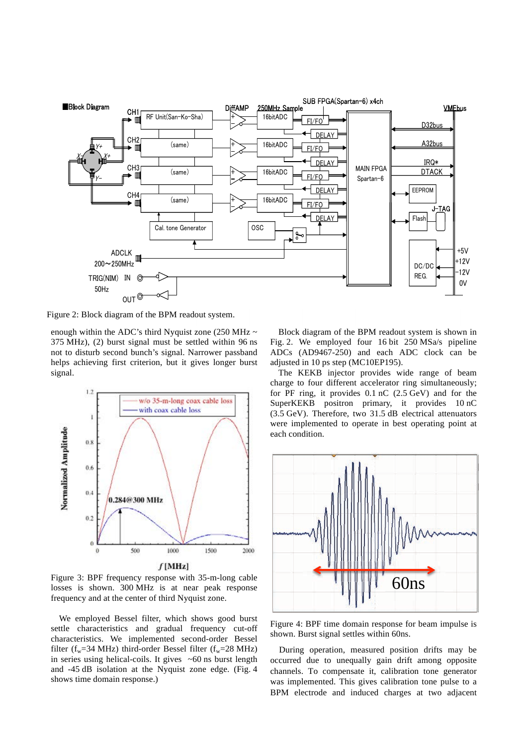Figure 2: Block diagram of the BPM readout system.

enough within the ADC's third Nyquist zone (250 MHz ~ 375 MHz), (2) burst signal must be settled within 96 ns not to disturb second bunch's signal. Narrower passband helps achieving first criterion, but it gives longer burst signal.

Figure 3: BPF frequency response with 35-m-long cable losses is shown. 300 MHz is at near peak response frequency and at the center of third Nyquist zone.

We employed Bessel filter, which shows good burst settle characteristics and gradual frequency cut-off characteristics. We implemented second-order Bessel filter ($f_w$=34 MHz) third-order Bessel filter ($f_w$=28 MHz) in series using helical-coils. It gives ~60 ns burst length and -45 dB isolation at the Nyquist zone edge. (Fig. 4 shows time domain response.)

Block diagram of the BPM readout system is shown in Fig. 2. We employed four 16 bit 250 MSa/s pipeline ADCs (AD9467-250) and each ADC clock can be adjusted in 10 ps step (MC10EP195).

The KEKB injector provides wide range of beam charge to four different accelerator ring simultaneously; for PF ring, it provides 0.1 nC (2.5 GeV) and for the SuperKEKB positron primary, it provides 10 nC (3.5 GeV). Therefore, two 31.5 dB electrical attenuators were implemented to operate in best operating point at each condition.

Figure 4: BPF time domain response for beam impulse is shown. Burst signal settles within 60ns.

During operation, measured position drifts may be occurred due to unequally gain drift among opposite channels. To compensate it, calibration tone generator was implemented. This gives calibration tone pulse to a BPM electrode and induced charges at two adjacent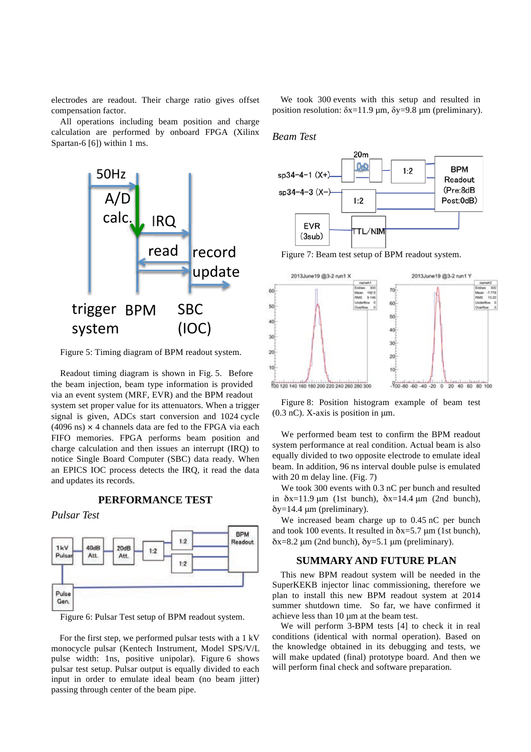electrodes are readout. Their charge ratio gives offset compensation factor.

All operations including beam position and charge calculation are performed by onboard FPGA (Xilinx Spartan-6 [6]) within 1 ms.

Figure 5: Timing diagram of BPM readout system.

Readout timing diagram is shown in Fig. 5. Before the beam injection, beam type information is provided via an event system (MRF, EVR) and the BPM readout system set proper value for its attenuators. When a trigger signal is given, ADCs start conversion and 1024 cycle (4096 ns) × 4 channels data are fed to the FPGA via each FIFO memories. FPGA performs beam position and charge calculation and then issues an interrupt (IRQ) to notice Single Board Computer (SBC) data ready. When an EPICS IOC process detects the IRQ, it read the data and updates its records.

## PERFORMANCE TEST

### *Pulsar Test*

Figure 6: Pulsar Test setup of BPM readout system.

For the first step, we performed pulsar tests with a 1 kV monocycle pulsar (Kentech Instrument, Model SPS/V/L pulse width: 1ns, positive unipolar). Figure 6 shows pulsar test setup. Pulsar output is equally divided to each input in order to emulate ideal beam (no beam jitter) passing through center of the beam pipe.

We took 300 events with this setup and resulted in position resolution: δx=11.9 μm, δy=9.8 μm (preliminary).

### *Beam Test*

Figure 7: Beam test setup of BPM readout system.

Figure 8: Position histogram example of beam test (0.3 nC). X-axis is position in μm.

We performed beam test to confirm the BPM readout system performance at real condition. Actual beam is also equally divided to two opposite electrode to emulate ideal beam. In addition, 96 ns interval double pulse is emulated with 20 m delay line. (Fig. 7)

We took 300 events with 0.3 nC per bunch and resulted in δx=11.9 μm (1st bunch), δx=14.4 μm (2nd bunch), δy=14.4 μm (preliminary).

We increased beam charge up to 0.45 nC per bunch and took 100 events. It resulted in δx=5.7 μm (1st bunch), δx=8.2 μm (2nd bunch), δy=5.1 μm (preliminary).

## SUMMARY AND FUTURE PLAN

This new BPM readout system will be needed in the SuperKEKB injector linac commissioning, therefore we plan to install this new BPM readout system at 2014 summer shutdown time. So far, we have confirmed it achieve less than 10 μm at the beam test.

We will perform 3-BPM tests [4] to check it in real conditions (identical with normal operation). Based on the knowledge obtained in its debugging and tests, we will make updated (final) prototype board. And then we will perform final check and software preparation.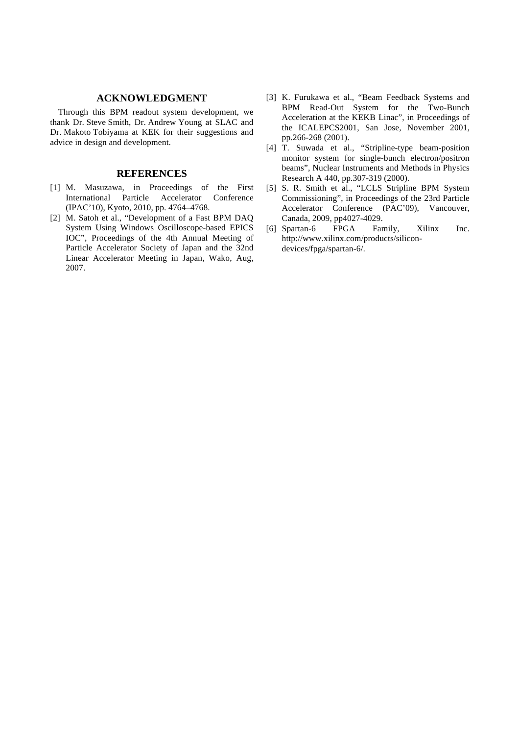## ACKNOWLEDGMENT

Through this BPM readout system development, we thank Dr. Steve Smith, Dr. Andrew Young at SLAC and Dr. Makoto Tobiyama at KEK for their suggestions and advice in design and development.

## REFERENCES

[1] M. Masuzawa, in Proceedings of the First International Particle Accelerator Conference (IPAC'10), Kyoto, 2010, pp. 4764–4768.

[2] M. Satoh et al., "Development of a Fast BPM DAQ System Using Windows Oscilloscope-based EPICS IOC", Proceedings of the 4th Annual Meeting of Particle Accelerator Society of Japan and the 32nd Linear Accelerator Meeting in Japan, Wako, Aug, 2007.

[3] K. Furukawa et al., "Beam Feedback Systems and BPM Read-Out System for the Two-Bunch Acceleration at the KEKB Linac", in Proceedings of the ICALEPCS2001, San Jose, November 2001, pp.266-268 (2001).

[4] T. Suwada et al., "Stripline-type beam-position monitor system for single-bunch electron/positron beams", Nuclear Instruments and Methods in Physics Research A 440, pp.307-319 (2000).

[5] S. R. Smith et al., "LCLS Stripline BPM System Commissioning", in Proceedings of the 23rd Particle Accelerator Conference (PAC'09), Vancouver, Canada, 2009, pp4027-4029.

[6] Spartan-6 FPGA Family, Xilinx Inc. http://www.xilinx.com/products/silicon-devices/fpga/spartan-6/.